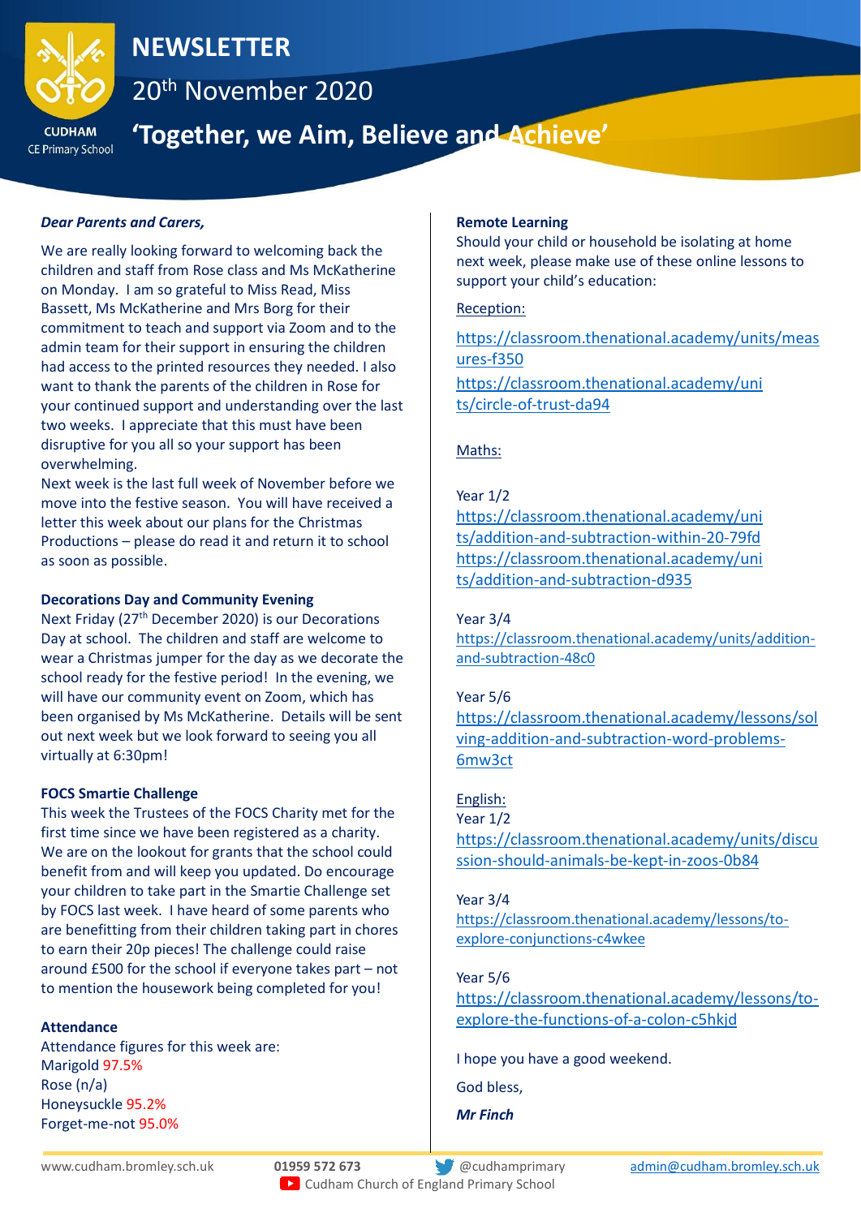# NEWSLETTER

## 20th November 2020

## 'Together, we Aim, Believe and Achieve'

CUDHAM CE Primary School

***Dear Parents and Carers,***

We are really looking forward to welcoming back the children and staff from Rose class and Ms McKatherine on Monday. I am so grateful to Miss Read, Miss Bassett, Ms McKatherine and Mrs Borg for their commitment to teach and support via Zoom and to the admin team for their support in ensuring the children had access to the printed resources they needed. I also want to thank the parents of the children in Rose for your continued support and understanding over the last two weeks. I appreciate that this must have been disruptive for you all so your support has been overwhelming.

Next week is the last full week of November before we move into the festive season. You will have received a letter this week about our plans for the Christmas Productions – please do read it and return it to school as soon as possible.

**Decorations Day and Community Evening**

Next Friday (27th December 2020) is our Decorations Day at school. The children and staff are welcome to wear a Christmas jumper for the day as we decorate the school ready for the festive period! In the evening, we will have our community event on Zoom, which has been organised by Ms McKatherine. Details will be sent out next week but we look forward to seeing you all virtually at 6:30pm!

**FOCS Smartie Challenge**

This week the Trustees of the FOCS Charity met for the first time since we have been registered as a charity. We are on the lookout for grants that the school could benefit from and will keep you updated. Do encourage your children to take part in the Smartie Challenge set by FOCS last week. I have heard of some parents who are benefitting from their children taking part in chores to earn their 20p pieces! The challenge could raise around £500 for the school if everyone takes part – not to mention the housework being completed for you!

**Attendance**

Attendance figures for this week are:

Marigold 97.5%
Rose (n/a)
Honeysuckle 95.2%
Forget-me-not 95.0%

**Remote Learning**

Should your child or household be isolating at home next week, please make use of these online lessons to support your child's education:

Reception:

https://classroom.thenational.academy/units/measures-f350

https://classroom.thenational.academy/units/circle-of-trust-da94

Maths:

Year 1/2
https://classroom.thenational.academy/units/addition-and-subtraction-within-20-79fd
https://classroom.thenational.academy/units/addition-and-subtraction-d935

Year 3/4
https://classroom.thenational.academy/units/addition-and-subtraction-48c0

Year 5/6
https://classroom.thenational.academy/lessons/solving-addition-and-subtraction-word-problems-6mw3ct

English:
Year 1/2
https://classroom.thenational.academy/units/discussion-should-animals-be-kept-in-zoos-0b84

Year 3/4
https://classroom.thenational.academy/lessons/to-explore-conjunctions-c4wkee

Year 5/6
https://classroom.thenational.academy/lessons/to-explore-the-functions-of-a-colon-c5hkjd

I hope you have a good weekend.

God bless,

***Mr Finch***

www.cudham.bromley.sch.uk | 01959 572 673 | @cudhamprimary | admin@cudham.bromley.sch.uk | Cudham Church of England Primary School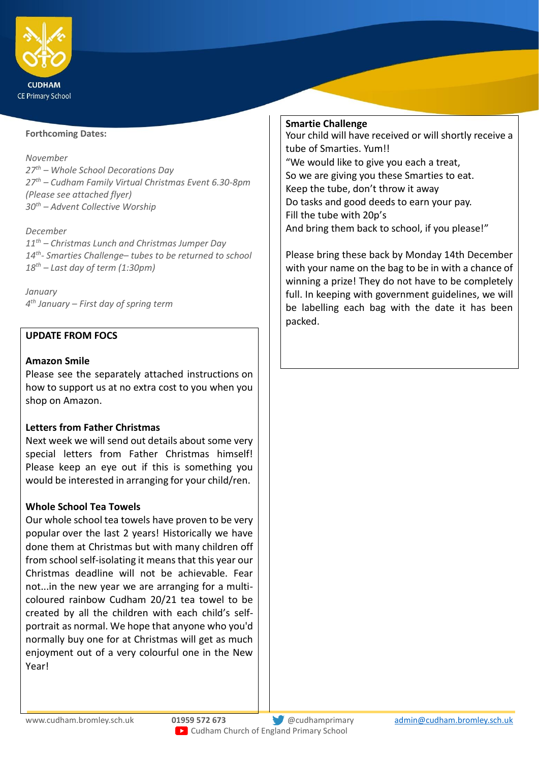CUDHAM
CE Primary School

**Forthcoming Dates:**

*November*
*27th – Whole School Decorations Day*
*27th – Cudham Family Virtual Christmas Event 6.30-8pm (Please see attached flyer)*
*30th – Advent Collective Worship*

*December*
*11th – Christmas Lunch and Christmas Jumper Day*
*14th- Smarties Challenge– tubes to be returned to school*
*18th – Last day of term (1:30pm)*

*January*
*4th January – First day of spring term*

## UPDATE FROM FOCS

### Amazon Smile

Please see the separately attached instructions on how to support us at no extra cost to you when you shop on Amazon.

### Letters from Father Christmas

Next week we will send out details about some very special letters from Father Christmas himself! Please keep an eye out if this is something you would be interested in arranging for your child/ren.

### Whole School Tea Towels

Our whole school tea towels have proven to be very popular over the last 2 years! Historically we have done them at Christmas but with many children off from school self-isolating it means that this year our Christmas deadline will not be achievable. Fear not...in the new year we are arranging for a multi-coloured rainbow Cudham 20/21 tea towel to be created by all the children with each child's self-portrait as normal. We hope that anyone who you'd normally buy one for at Christmas will get as much enjoyment out of a very colourful one in the New Year!

### Smartie Challenge

Your child will have received or will shortly receive a tube of Smarties. Yum!!

"We would like to give you each a treat,
So we are giving you these Smarties to eat.
Keep the tube, don't throw it away
Do tasks and good deeds to earn your pay.
Fill the tube with 20p's
And bring them back to school, if you please!"

Please bring these back by Monday 14th December with your name on the bag to be in with a chance of winning a prize! They do not have to be completely full. In keeping with government guidelines, we will be labelling each bag with the date it has been packed.

www.cudham.bromley.sch.uk **01959 572 673** @cudhamprimary admin@cudham.bromley.sch.uk
Cudham Church of England Primary School